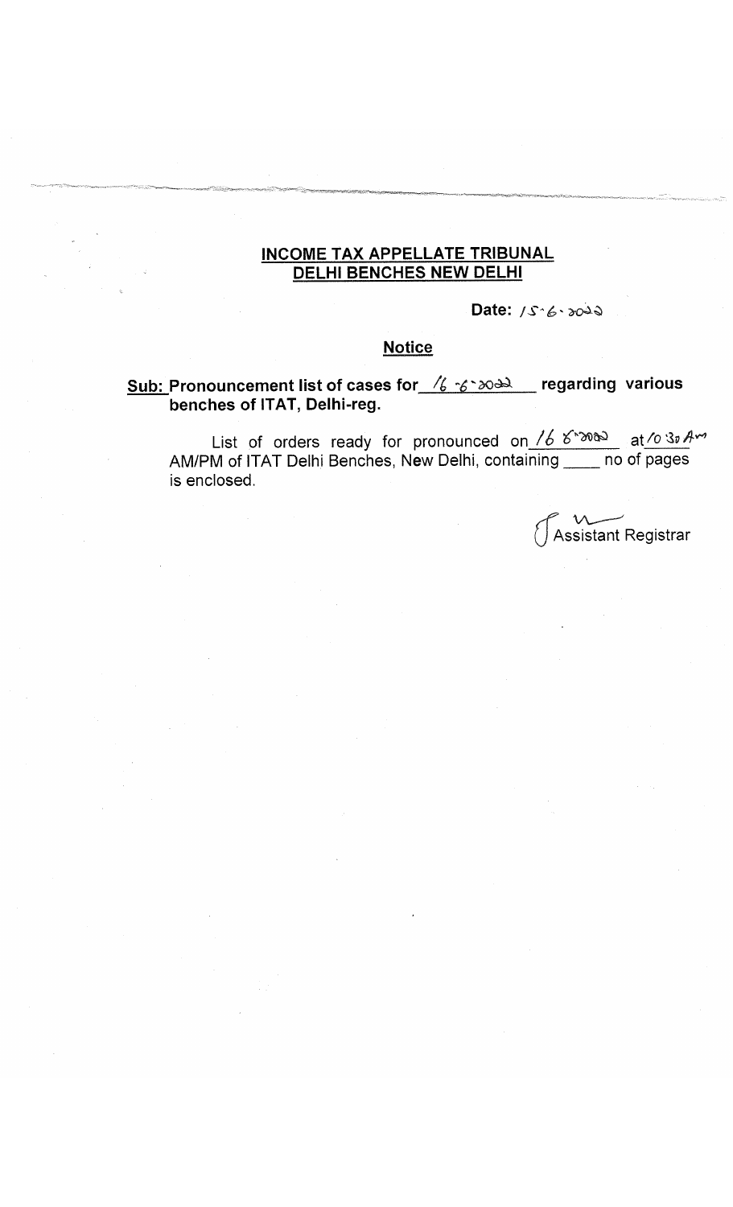**INCOME TAX APPELLATE TRIBUNAL**
**DELHI BENCHES NEW DELHI**

**Date:** 15-6-2022

## Notice

**Sub: Pronouncement list of cases for 16-6-2022 regarding various benches of ITAT, Delhi-reg.**

List of orders ready for pronounced on 16-6-2022 at 10:30 Am AM/PM of ITAT Delhi Benches, New Delhi, containing ____ no of pages is enclosed.

Assistant Registrar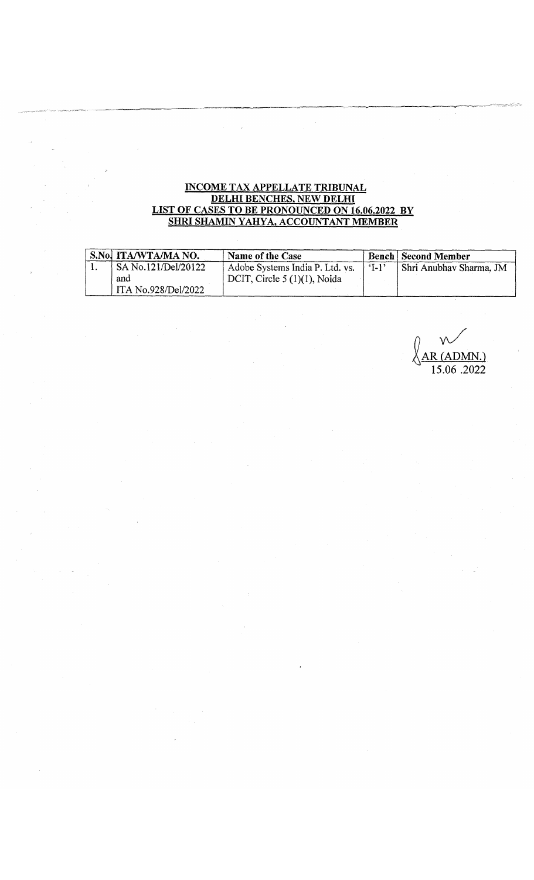**INCOME TAX APPELLATE TRIBUNAL**
**DELHI BENCHES, NEW DELHI**
**LIST OF CASES TO BE PRONOUNCED ON 16.06.2022 BY**
**SHRI SHAMIN YAHYA, ACCOUNTANT MEMBER**

| S.No. | ITA/WTA/MA NO. | Name of the Case | Bench | Second Member |
|---|---|---|---|---|
| 1. | SA No.121/Del/20122 and ITA No.928/Del/2022 | Adobe Systems India P. Ltd. vs. DCIT, Circle 5 (1)(1), Noida | 'I-1' | Shri Anubhav Sharma, JM |

AR (ADMN.)
15.06 .2022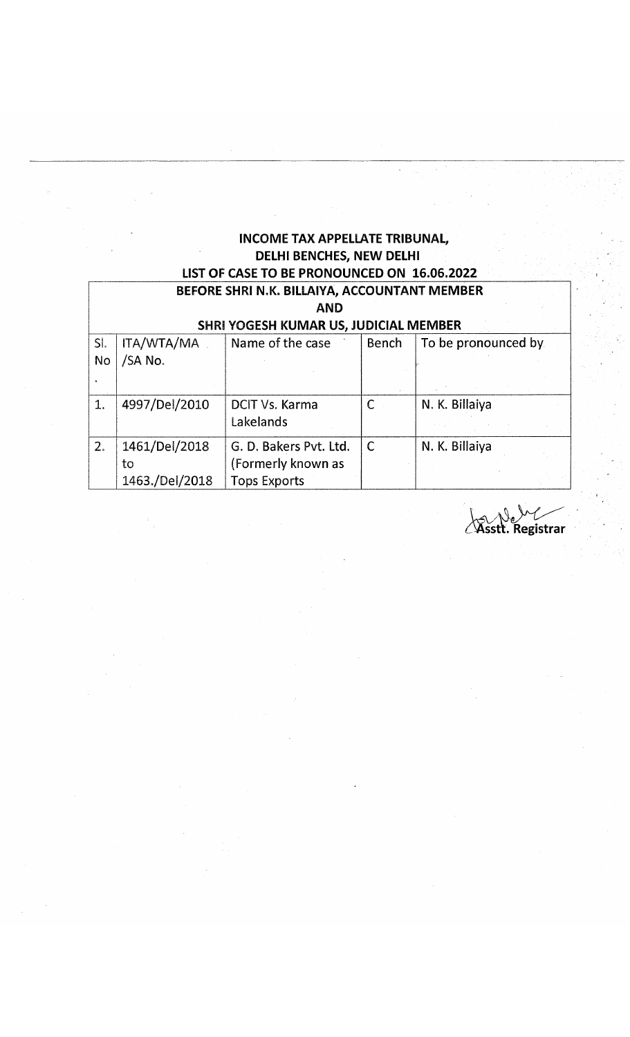**INCOME TAX APPELLATE TRIBUNAL,**
**DELHI BENCHES, NEW DELHI**
**LIST OF CASE TO BE PRONOUNCED ON 16.06.2022**

| BEFORE SHRI N.K. BILLAIYA, ACCOUNTANT MEMBER AND SHRI YOGESH KUMAR US, JUDICIAL MEMBER | | | | |
|---|---|---|---|---|
| Sl. No. | ITA/WTA/MA /SA No. | Name of the case | Bench | To be pronounced by |
| 1. | 4997/Del/2010 | DCIT Vs. Karma Lakelands | C | N. K. Billaiya |
| 2. | 1461/Del/2018 to 1463./Del/2018 | G. D. Bakers Pvt. Ltd. (Formerly known as Tops Exports | C | N. K. Billaiya |

Asstt. Registrar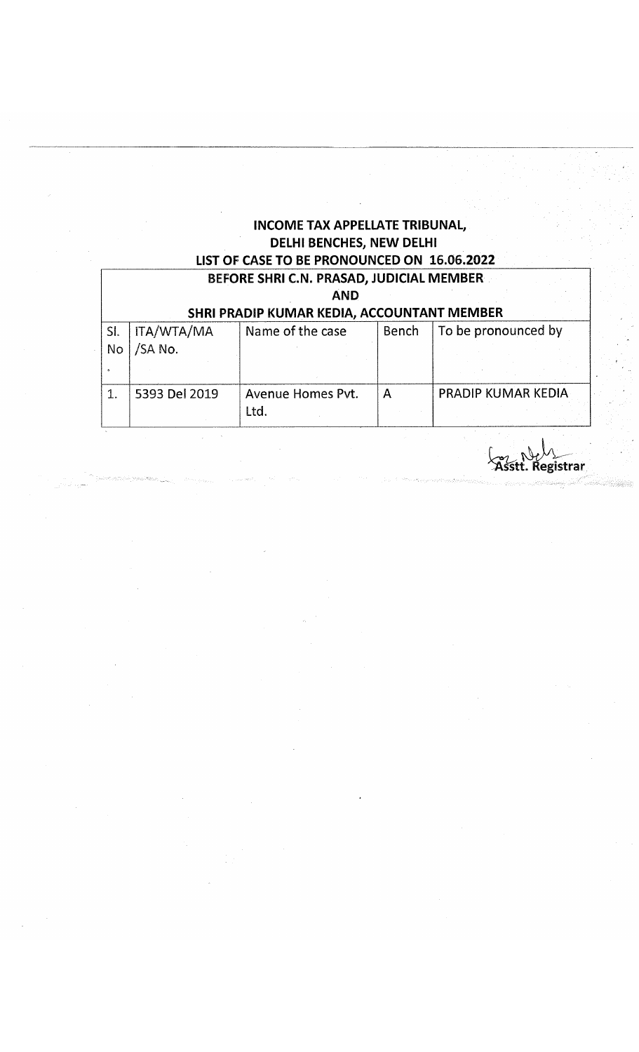**INCOME TAX APPELLATE TRIBUNAL,**
**DELHI BENCHES, NEW DELHI**
**LIST OF CASE TO BE PRONOUNCED ON 16.06.2022**

**BEFORE SHRI C.N. PRASAD, JUDICIAL MEMBER**
**AND**
**SHRI PRADIP KUMAR KEDIA, ACCOUNTANT MEMBER**

| Sl. No. | ITA/WTA/MA /SA No. | Name of the case | Bench | To be pronounced by |
|---|---|---|---|---|
| 1. | 5393 Del 2019 | Avenue Homes Pvt. Ltd. | A | PRADIP KUMAR KEDIA |

Asstt. Registrar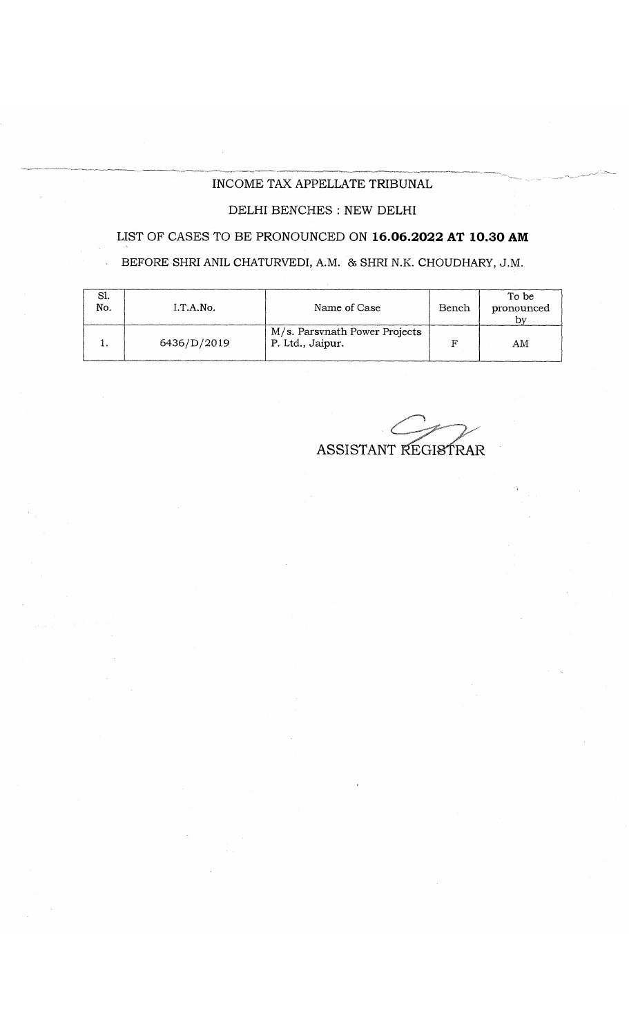INCOME TAX APPELLATE TRIBUNAL

DELHI BENCHES : NEW DELHI

LIST OF CASES TO BE PRONOUNCED ON **16.06.2022 AT 10.30 AM**

BEFORE SHRI ANIL CHATURVEDI, A.M. & SHRI N.K. CHOUDHARY, J.M.

| Sl. No. | I.T.A.No. | Name of Case | Bench | To be pronounced by |
|---|---|---|---|---|
| 1. | 6436/D/2019 | M/s. Parsvnath Power Projects P. Ltd., Jaipur. | F | AM |

ASSISTANT REGISTRAR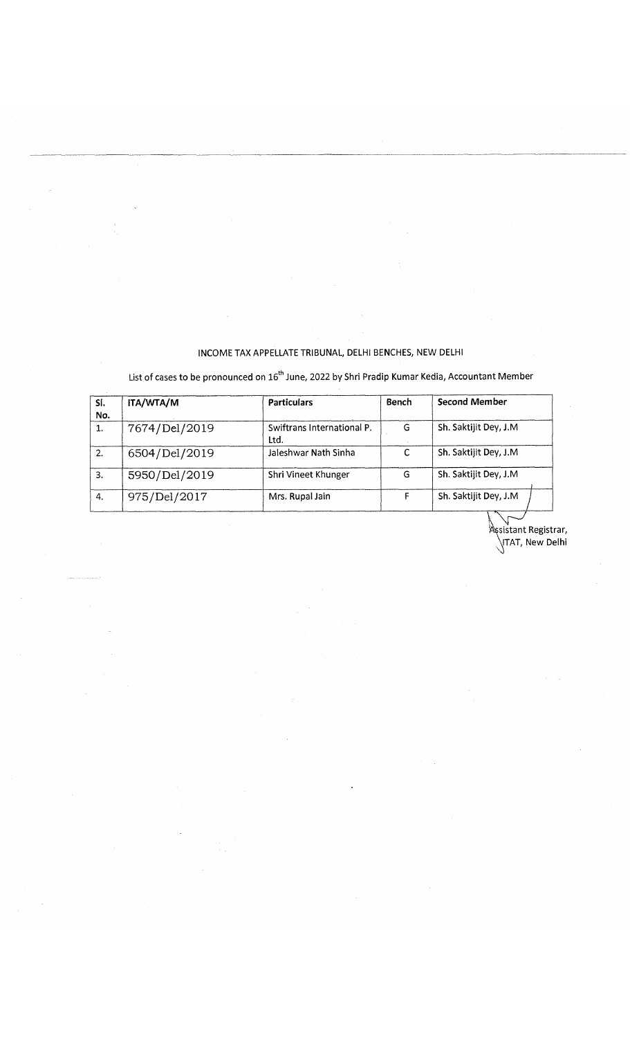INCOME TAX APPELLATE TRIBUNAL, DELHI BENCHES, NEW DELHI

List of cases to be pronounced on 16th June, 2022 by Shri Pradip Kumar Kedia, Accountant Member

| Sl. No. | ITA/WTA/M | Particulars | Bench | Second Member |
|---|---|---|---|---|
| 1. | 7674/Del/2019 | Swiftrans International P. Ltd. | G | Sh. Saktijit Dey, J.M |
| 2. | 6504/Del/2019 | Jaleshwar Nath Sinha | C | Sh. Saktijit Dey, J.M |
| 3. | 5950/Del/2019 | Shri Vineet Khunger | G | Sh. Saktijit Dey, J.M |
| 4. | 975/Del/2017 | Mrs. Rupal Jain | F | Sh. Saktijit Dey, J.M |

Assistant Registrar,
ITAT, New Delhi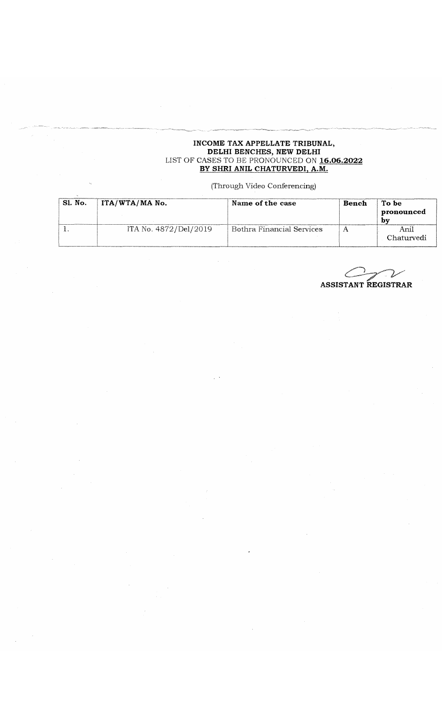**INCOME TAX APPELLATE TRIBUNAL,**
**DELHI BENCHES, NEW DELHI**
LIST OF CASES TO BE PRONOUNCED ON **16.06.2022**
**BY SHRI ANIL CHATURVEDI, A.M.**

(Through Video Conferencing)

| Sl. No. | ITA/WTA/MA No. | Name of the case | Bench | To be pronounced by |
|---|---|---|---|---|
| 1. | ITA No. 4872/Del/2019 | Bothra Financial Services | A | Anil Chaturvedi |

**ASSISTANT REGISTRAR**